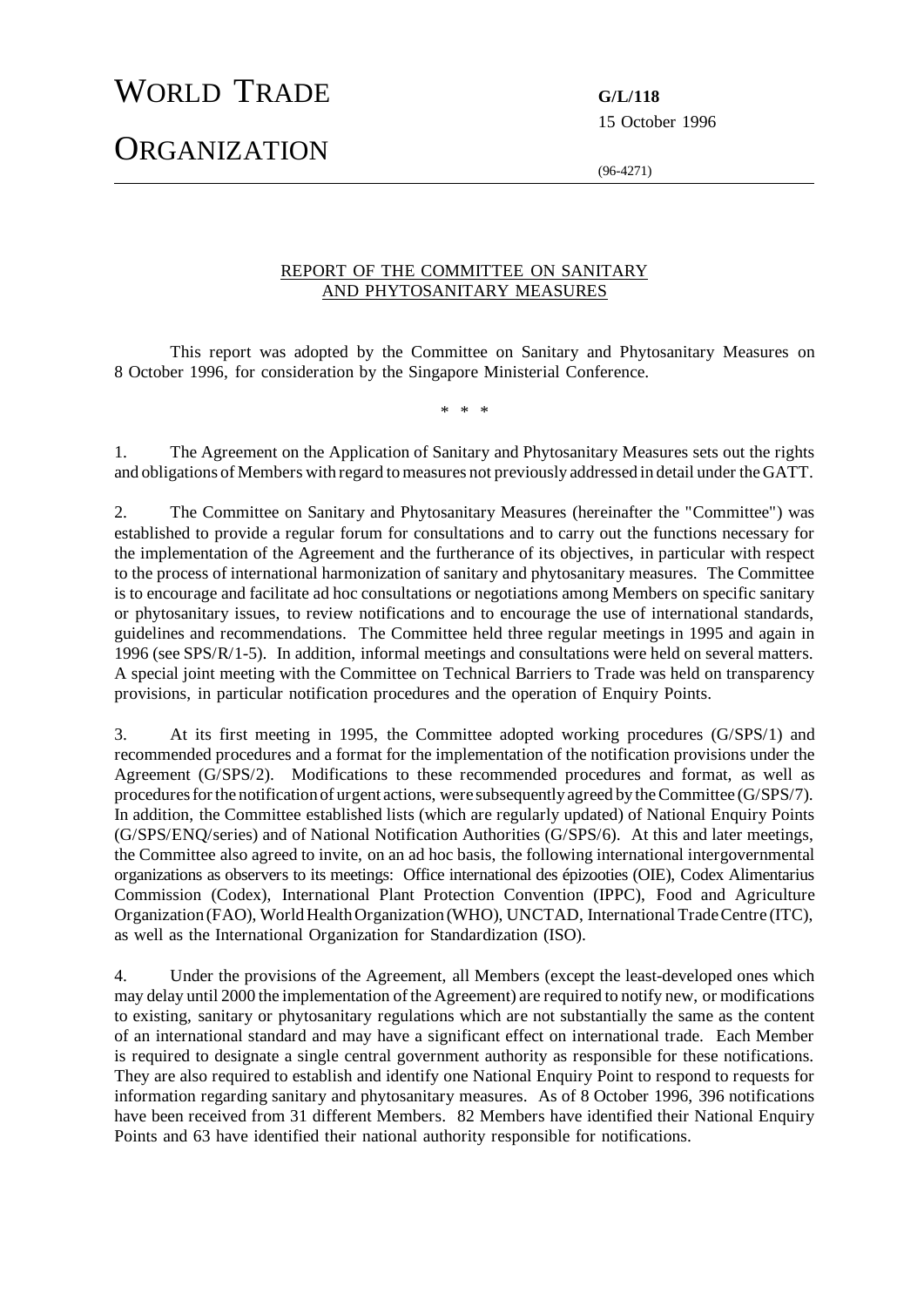WORLD TRADE ORGANIZATION

**G/L/118**
15 October 1996

(96-4271)

# REPORT OF THE COMMITTEE ON SANITARY AND PHYTOSANITARY MEASURES

This report was adopted by the Committee on Sanitary and Phytosanitary Measures on 8 October 1996, for consideration by the Singapore Ministerial Conference.

\* \* \*

1. The Agreement on the Application of Sanitary and Phytosanitary Measures sets out the rights and obligations of Members with regard to measures not previously addressed in detail under the GATT.

2. The Committee on Sanitary and Phytosanitary Measures (hereinafter the "Committee") was established to provide a regular forum for consultations and to carry out the functions necessary for the implementation of the Agreement and the furtherance of its objectives, in particular with respect to the process of international harmonization of sanitary and phytosanitary measures. The Committee is to encourage and facilitate ad hoc consultations or negotiations among Members on specific sanitary or phytosanitary issues, to review notifications and to encourage the use of international standards, guidelines and recommendations. The Committee held three regular meetings in 1995 and again in 1996 (see SPS/R/1-5). In addition, informal meetings and consultations were held on several matters. A special joint meeting with the Committee on Technical Barriers to Trade was held on transparency provisions, in particular notification procedures and the operation of Enquiry Points.

3. At its first meeting in 1995, the Committee adopted working procedures (G/SPS/1) and recommended procedures and a format for the implementation of the notification provisions under the Agreement (G/SPS/2). Modifications to these recommended procedures and format, as well as procedures for the notification of urgent actions, were subsequently agreed by the Committee (G/SPS/7). In addition, the Committee established lists (which are regularly updated) of National Enquiry Points (G/SPS/ENQ/series) and of National Notification Authorities (G/SPS/6). At this and later meetings, the Committee also agreed to invite, on an ad hoc basis, the following international intergovernmental organizations as observers to its meetings: Office international des épizooties (OIE), Codex Alimentarius Commission (Codex), International Plant Protection Convention (IPPC), Food and Agriculture Organization (FAO), World Health Organization (WHO), UNCTAD, International Trade Centre (ITC), as well as the International Organization for Standardization (ISO).

4. Under the provisions of the Agreement, all Members (except the least-developed ones which may delay until 2000 the implementation of the Agreement) are required to notify new, or modifications to existing, sanitary or phytosanitary regulations which are not substantially the same as the content of an international standard and may have a significant effect on international trade. Each Member is required to designate a single central government authority as responsible for these notifications. They are also required to establish and identify one National Enquiry Point to respond to requests for information regarding sanitary and phytosanitary measures. As of 8 October 1996, 396 notifications have been received from 31 different Members. 82 Members have identified their National Enquiry Points and 63 have identified their national authority responsible for notifications.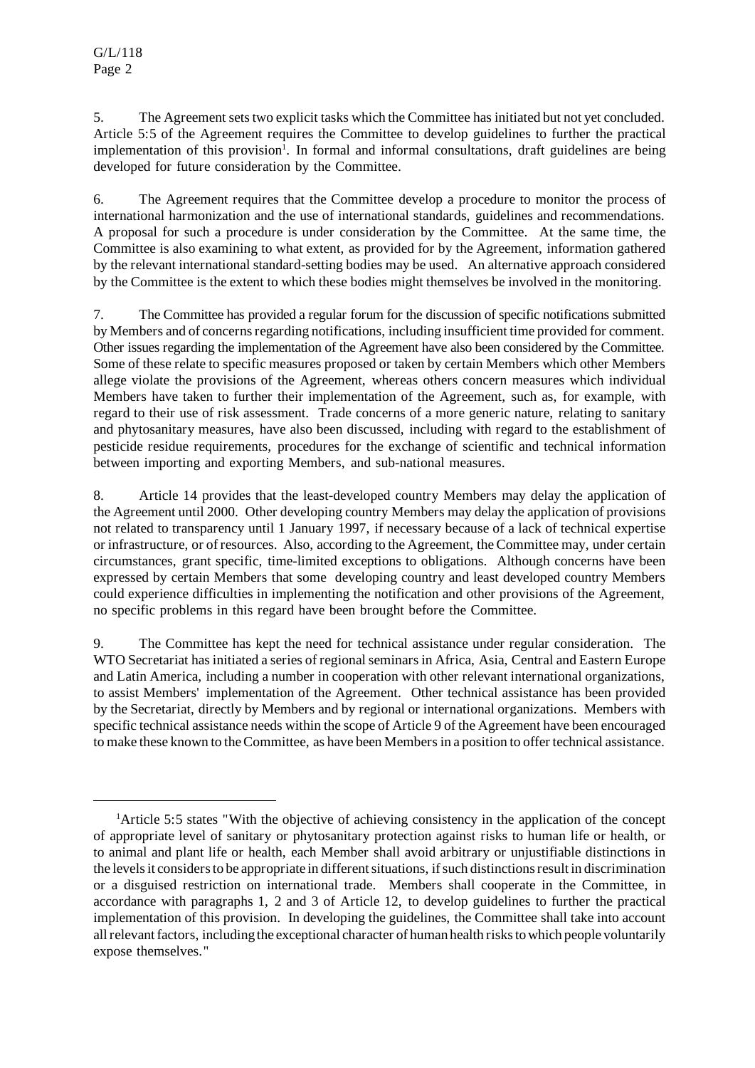5. The Agreement sets two explicit tasks which the Committee has initiated but not yet concluded. Article 5:5 of the Agreement requires the Committee to develop guidelines to further the practical implementation of this provision[1]. In formal and informal consultations, draft guidelines are being developed for future consideration by the Committee.

6. The Agreement requires that the Committee develop a procedure to monitor the process of international harmonization and the use of international standards, guidelines and recommendations. A proposal for such a procedure is under consideration by the Committee. At the same time, the Committee is also examining to what extent, as provided for by the Agreement, information gathered by the relevant international standard-setting bodies may be used. An alternative approach considered by the Committee is the extent to which these bodies might themselves be involved in the monitoring.

7. The Committee has provided a regular forum for the discussion of specific notifications submitted by Members and of concerns regarding notifications, including insufficient time provided for comment. Other issues regarding the implementation of the Agreement have also been considered by the Committee. Some of these relate to specific measures proposed or taken by certain Members which other Members allege violate the provisions of the Agreement, whereas others concern measures which individual Members have taken to further their implementation of the Agreement, such as, for example, with regard to their use of risk assessment. Trade concerns of a more generic nature, relating to sanitary and phytosanitary measures, have also been discussed, including with regard to the establishment of pesticide residue requirements, procedures for the exchange of scientific and technical information between importing and exporting Members, and sub-national measures.

8. Article 14 provides that the least-developed country Members may delay the application of the Agreement until 2000. Other developing country Members may delay the application of provisions not related to transparency until 1 January 1997, if necessary because of a lack of technical expertise or infrastructure, or of resources. Also, according to the Agreement, the Committee may, under certain circumstances, grant specific, time-limited exceptions to obligations. Although concerns have been expressed by certain Members that some developing country and least developed country Members could experience difficulties in implementing the notification and other provisions of the Agreement, no specific problems in this regard have been brought before the Committee.

9. The Committee has kept the need for technical assistance under regular consideration. The WTO Secretariat has initiated a series of regional seminars in Africa, Asia, Central and Eastern Europe and Latin America, including a number in cooperation with other relevant international organizations, to assist Members' implementation of the Agreement. Other technical assistance has been provided by the Secretariat, directly by Members and by regional or international organizations. Members with specific technical assistance needs within the scope of Article 9 of the Agreement have been encouraged to make these known to the Committee, as have been Members in a position to offer technical assistance.

---

[1] Article 5:5 states "With the objective of achieving consistency in the application of the concept of appropriate level of sanitary or phytosanitary protection against risks to human life or health, or to animal and plant life or health, each Member shall avoid arbitrary or unjustifiable distinctions in the levels it considers to be appropriate in different situations, if such distinctions result in discrimination or a disguised restriction on international trade. Members shall cooperate in the Committee, in accordance with paragraphs 1, 2 and 3 of Article 12, to develop guidelines to further the practical implementation of this provision. In developing the guidelines, the Committee shall take into account all relevant factors, including the exceptional character of human health risks to which people voluntarily expose themselves."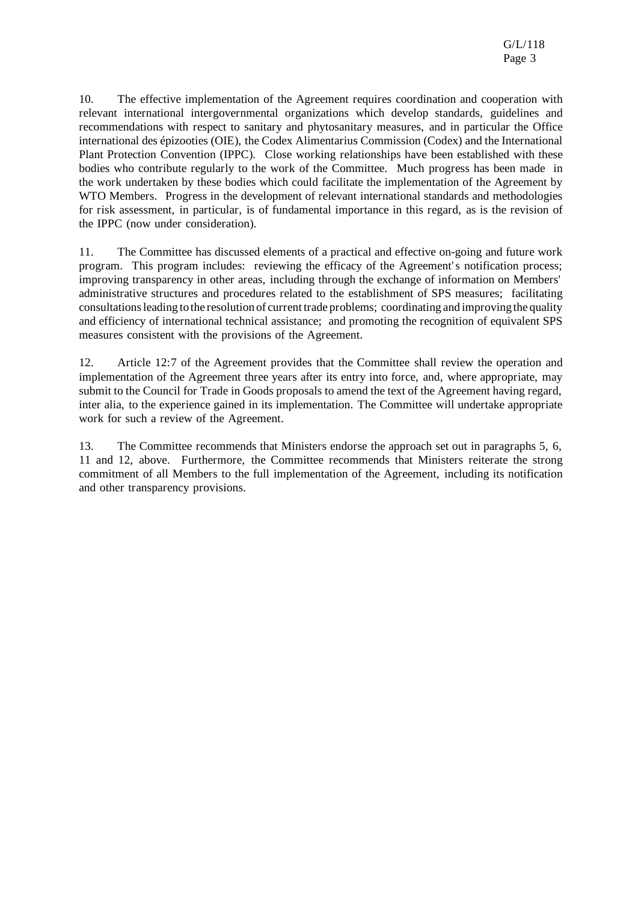10. The effective implementation of the Agreement requires coordination and cooperation with relevant international intergovernmental organizations which develop standards, guidelines and recommendations with respect to sanitary and phytosanitary measures, and in particular the Office international des épizooties (OIE), the Codex Alimentarius Commission (Codex) and the International Plant Protection Convention (IPPC). Close working relationships have been established with these bodies who contribute regularly to the work of the Committee. Much progress has been made in the work undertaken by these bodies which could facilitate the implementation of the Agreement by WTO Members. Progress in the development of relevant international standards and methodologies for risk assessment, in particular, is of fundamental importance in this regard, as is the revision of the IPPC (now under consideration).

11. The Committee has discussed elements of a practical and effective on-going and future work program. This program includes: reviewing the efficacy of the Agreement's notification process; improving transparency in other areas, including through the exchange of information on Members' administrative structures and procedures related to the establishment of SPS measures; facilitating consultations leading to the resolution of current trade problems; coordinating and improving the quality and efficiency of international technical assistance; and promoting the recognition of equivalent SPS measures consistent with the provisions of the Agreement.

12. Article 12:7 of the Agreement provides that the Committee shall review the operation and implementation of the Agreement three years after its entry into force, and, where appropriate, may submit to the Council for Trade in Goods proposals to amend the text of the Agreement having regard, inter alia, to the experience gained in its implementation. The Committee will undertake appropriate work for such a review of the Agreement.

13. The Committee recommends that Ministers endorse the approach set out in paragraphs 5, 6, 11 and 12, above. Furthermore, the Committee recommends that Ministers reiterate the strong commitment of all Members to the full implementation of the Agreement, including its notification and other transparency provisions.